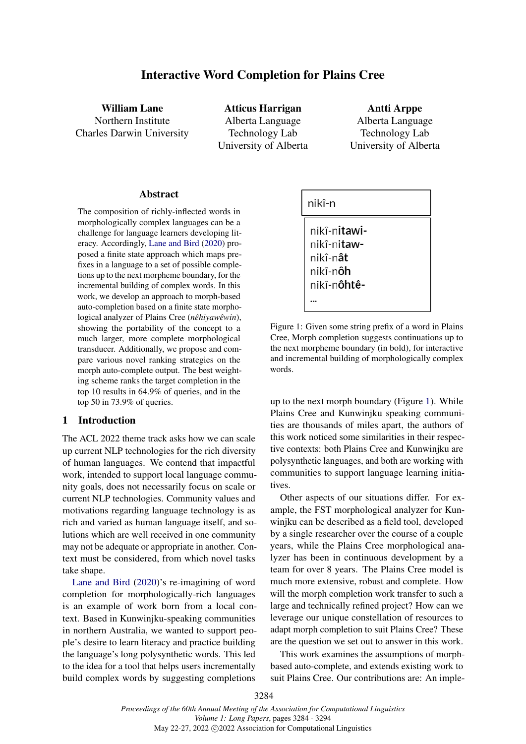# Interactive Word Completion for Plains Cree

**William Lane**
Northern Institute
Charles Darwin University

**Atticus Harrigan**
Alberta Language Technology Lab
University of Alberta

**Antti Arppe**
Alberta Language Technology Lab
University of Alberta

## Abstract

The composition of richly-inflected words in morphologically complex languages can be a challenge for language learners developing literacy. Accordingly, Lane and Bird (2020) proposed a finite state approach which maps prefixes in a language to a set of possible completions up to the next morpheme boundary, for the incremental building of complex words. In this work, we develop an approach to morph-based auto-completion based on a finite state morphological analyzer of Plains Cree (*nêhiyawêwin*), showing the portability of the concept to a much larger, more complete morphological transducer. Additionally, we propose and compare various novel ranking strategies on the morph auto-complete output. The best weighting scheme ranks the target completion in the top 10 results in 64.9% of queries, and in the top 50 in 73.9% of queries.

```
nikî-n
```

```
nikî-nitawi-
nikî-nitaw-
nikî-nât
nikî-nôh
nikî-nôhtê-
...
```

Figure 1: Given some string prefix of a word in Plains Cree, Morph completion suggests continuations up to the next morpheme boundary (in bold), for interactive and incremental building of morphologically complex words.

## 1 Introduction

The ACL 2022 theme track asks how we can scale up current NLP technologies for the rich diversity of human languages. We contend that impactful work, intended to support local language community goals, does not necessarily focus on scale or current NLP technologies. Community values and motivations regarding language technology is as rich and varied as human language itself, and solutions which are well received in one community may not be adequate or appropriate in another. Context must be considered, from which novel tasks take shape.

Lane and Bird (2020)'s re-imagining of word completion for morphologically-rich languages is an example of work born from a local context. Based in Kunwinjku-speaking communities in northern Australia, we wanted to support people's desire to learn literacy and practice building the language's long polysynthetic words. This led to the idea for a tool that helps users incrementally build complex words by suggesting completions up to the next morph boundary (Figure 1). While Plains Cree and Kunwinjku speaking communities are thousands of miles apart, the authors of this work noticed some similarities in their respective contexts: both Plains Cree and Kunwinjku are polysynthetic languages, and both are working with communities to support language learning initiatives.

Other aspects of our situations differ. For example, the FST morphological analyzer for Kunwinjku can be described as a field tool, developed by a single researcher over the course of a couple years, while the Plains Cree morphological analyzer has been in continuous development by a team for over 8 years. The Plains Cree model is much more extensive, robust and complete. How will the morph completion work transfer to such a large and technically refined project? How can we leverage our unique constellation of resources to adapt morph completion to suit Plains Cree? These are the question we set out to answer in this work.

This work examines the assumptions of morph-based auto-complete, and extends existing work to suit Plains Cree. Our contributions are: An imple-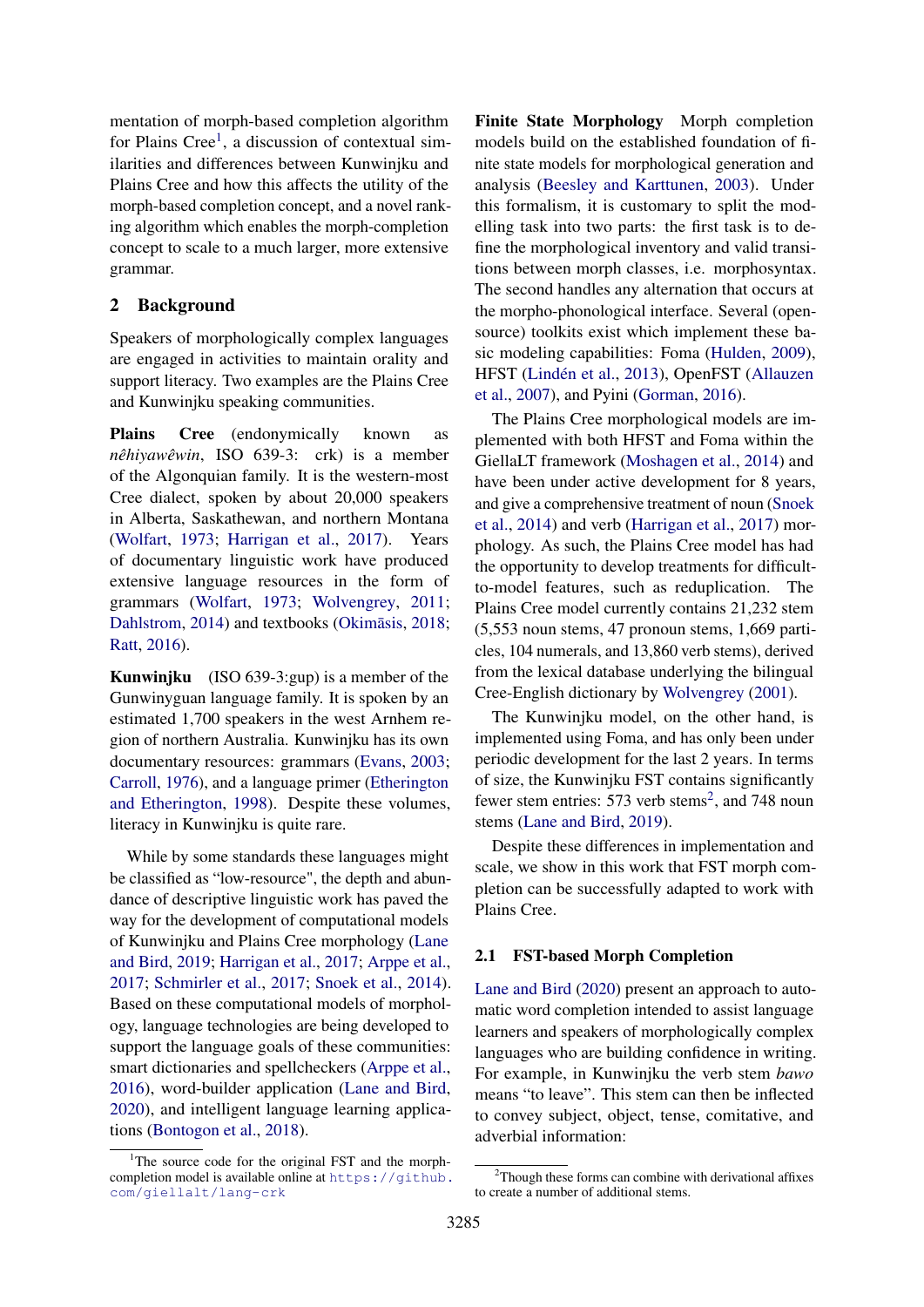mentation of morph-based completion algorithm for Plains Cree[1], a discussion of contextual similarities and differences between Kunwinjku and Plains Cree and how this affects the utility of the morph-based completion concept, and a novel ranking algorithm which enables the morph-completion concept to scale to a much larger, more extensive grammar.

## 2 Background

Speakers of morphologically complex languages are engaged in activities to maintain orality and support literacy. Two examples are the Plains Cree and Kunwinjku speaking communities.

**Plains Cree** (endonymically known as *nêhiyawêwin*, ISO 639-3: crk) is a member of the Algonquian family. It is the western-most Cree dialect, spoken by about 20,000 speakers in Alberta, Saskathewan, and northern Montana (Wolfart, 1973; Harrigan et al., 2017). Years of documentary linguistic work have produced extensive language resources in the form of grammars (Wolfart, 1973; Wolvengrey, 2011; Dahlstrom, 2014) and textbooks (Okimāsis, 2018; Ratt, 2016).

**Kunwinjku** (ISO 639-3:gup) is a member of the Gunwinyguan language family. It is spoken by an estimated 1,700 speakers in the west Arnhem region of northern Australia. Kunwinjku has its own documentary resources: grammars (Evans, 2003; Carroll, 1976), and a language primer (Etherington and Etherington, 1998). Despite these volumes, literacy in Kunwinjku is quite rare.

While by some standards these languages might be classified as "low-resource", the depth and abundance of descriptive linguistic work has paved the way for the development of computational models of Kunwinjku and Plains Cree morphology (Lane and Bird, 2019; Harrigan et al., 2017; Arppe et al., 2017; Schmirler et al., 2017; Snoek et al., 2014). Based on these computational models of morphology, language technologies are being developed to support the language goals of these communities: smart dictionaries and spellcheckers (Arppe et al., 2016), word-builder application (Lane and Bird, 2020), and intelligent language learning applications (Bontogon et al., 2018).

**Finite State Morphology** Morph completion models build on the established foundation of finite state models for morphological generation and analysis (Beesley and Karttunen, 2003). Under this formalism, it is customary to split the modelling task into two parts: the first task is to define the morphological inventory and valid transitions between morph classes, i.e. morphosyntax. The second handles any alternation that occurs at the morpho-phonological interface. Several (open-source) toolkits exist which implement these basic modeling capabilities: Foma (Hulden, 2009), HFST (Lindén et al., 2013), OpenFST (Allauzen et al., 2007), and Pyini (Gorman, 2016).

The Plains Cree morphological models are implemented with both HFST and Foma within the GiellaLT framework (Moshagen et al., 2014) and have been under active development for 8 years, and give a comprehensive treatment of noun (Snoek et al., 2014) and verb (Harrigan et al., 2017) morphology. As such, the Plains Cree model has had the opportunity to develop treatments for difficult-to-model features, such as reduplication. The Plains Cree model currently contains 21,232 stem (5,553 noun stems, 47 pronoun stems, 1,669 particles, 104 numerals, and 13,860 verb stems), derived from the lexical database underlying the bilingual Cree-English dictionary by Wolvengrey (2001).

The Kunwinjku model, on the other hand, is implemented using Foma, and has only been under periodic development for the last 2 years. In terms of size, the Kunwinjku FST contains significantly fewer stem entries: 573 verb stems[2], and 748 noun stems (Lane and Bird, 2019).

Despite these differences in implementation and scale, we show in this work that FST morph completion can be successfully adapted to work with Plains Cree.

### 2.1 FST-based Morph Completion

Lane and Bird (2020) present an approach to automatic word completion intended to assist language learners and speakers of morphologically complex languages who are building confidence in writing. For example, in Kunwinjku the verb stem *bawo* means "to leave". This stem can then be inflected to convey subject, object, tense, comitative, and adverbial information:

[1] The source code for the original FST and the morph-completion model is available online at https://github.com/giellalt/lang-crk

[2] Though these forms can combine with derivational affixes to create a number of additional stems.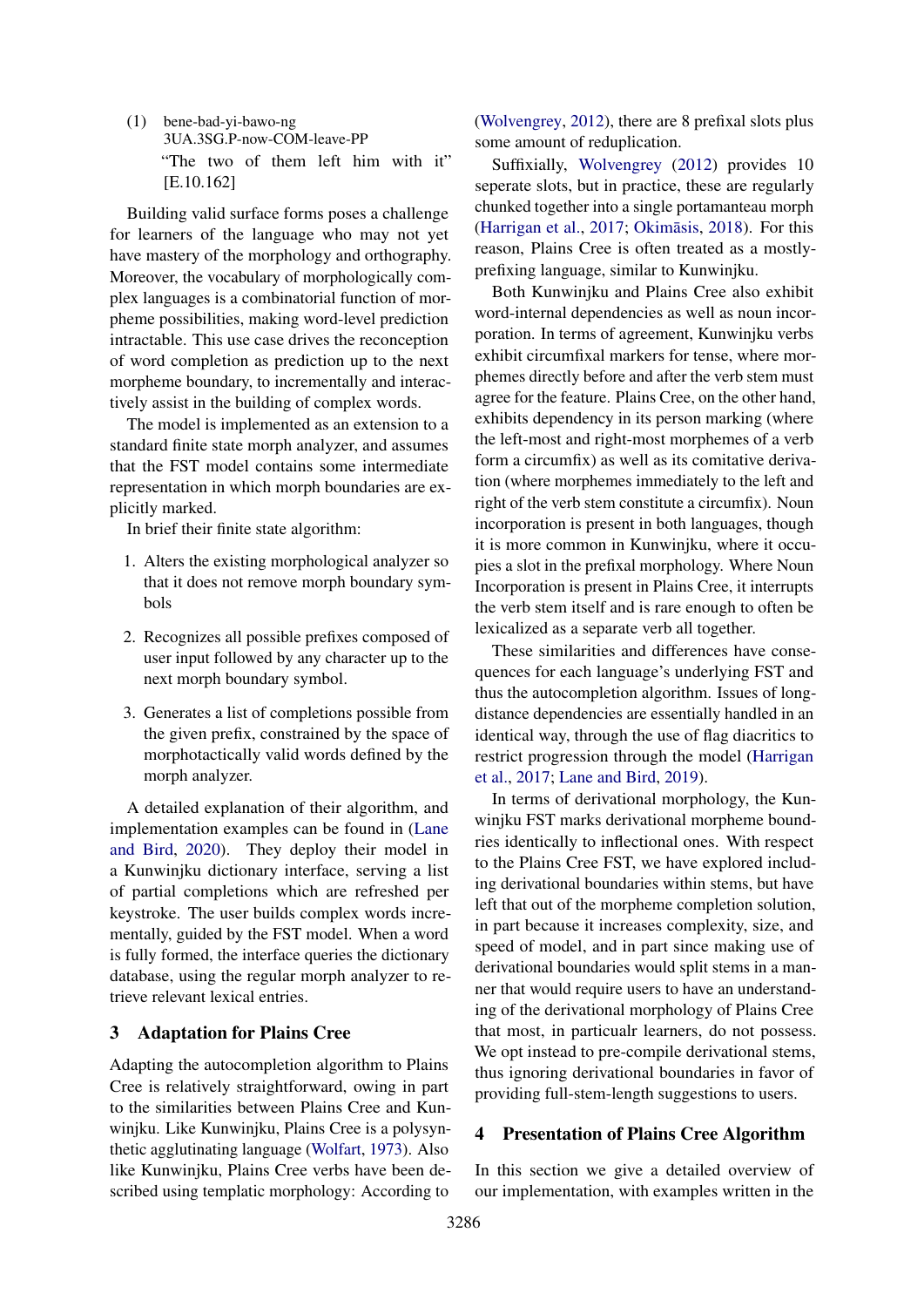(1) bene-bad-yi-bawo-ng
3UA.3SG.P-now-COM-leave-PP
"The two of them left him with it" [E.10.162]

Building valid surface forms poses a challenge for learners of the language who may not yet have mastery of the morphology and orthography. Moreover, the vocabulary of morphologically complex languages is a combinatorial function of morpheme possibilities, making word-level prediction intractable. This use case drives the reconception of word completion as prediction up to the next morpheme boundary, to incrementally and interactively assist in the building of complex words.

The model is implemented as an extension to a standard finite state morph analyzer, and assumes that the FST model contains some intermediate representation in which morph boundaries are explicitly marked.

In brief their finite state algorithm:

1. Alters the existing morphological analyzer so that it does not remove morph boundary symbols
2. Recognizes all possible prefixes composed of user input followed by any character up to the next morph boundary symbol.
3. Generates a list of completions possible from the given prefix, constrained by the space of morphotactically valid words defined by the morph analyzer.

A detailed explanation of their algorithm, and implementation examples can be found in (Lane and Bird, 2020). They deploy their model in a Kunwinjku dictionary interface, serving a list of partial completions which are refreshed per keystroke. The user builds complex words incrementally, guided by the FST model. When a word is fully formed, the interface queries the dictionary database, using the regular morph analyzer to retrieve relevant lexical entries.

## 3 Adaptation for Plains Cree

Adapting the autocompletion algorithm to Plains Cree is relatively straightforward, owing in part to the similarities between Plains Cree and Kunwinjku. Like Kunwinjku, Plains Cree is a polysynthetic agglutinating language (Wolfart, 1973). Also like Kunwinjku, Plains Cree verbs have been described using templatic morphology: According to (Wolvengrey, 2012), there are 8 prefixal slots plus some amount of reduplication.

Suffixially, Wolvengrey (2012) provides 10 seperate slots, but in practice, these are regularly chunked together into a single portamanteau morph (Harrigan et al., 2017; Okimāsis, 2018). For this reason, Plains Cree is often treated as a mostly-prefixing language, similar to Kunwinjku.

Both Kunwinjku and Plains Cree also exhibit word-internal dependencies as well as noun incorporation. In terms of agreement, Kunwinjku verbs exhibit circumfixal markers for tense, where morphemes directly before and after the verb stem must agree for the feature. Plains Cree, on the other hand, exhibits dependency in its person marking (where the left-most and right-most morphemes of a verb form a circumfix) as well as its comitative derivation (where morphemes immediately to the left and right of the verb stem constitute a circumfix). Noun incorporation is present in both languages, though it is more common in Kunwinjku, where it occupies a slot in the prefixal morphology. Where Noun Incorporation is present in Plains Cree, it interrupts the verb stem itself and is rare enough to often be lexicalized as a separate verb all together.

These similarities and differences have consequences for each language's underlying FST and thus the autocompletion algorithm. Issues of long-distance dependencies are essentially handled in an identical way, through the use of flag diacritics to restrict progression through the model (Harrigan et al., 2017; Lane and Bird, 2019).

In terms of derivational morphology, the Kunwinjku FST marks derivational morpheme boundries identically to inflectional ones. With respect to the Plains Cree FST, we have explored including derivational boundaries within stems, but have left that out of the morpheme completion solution, in part because it increases complexity, size, and speed of model, and in part since making use of derivational boundaries would split stems in a manner that would require users to have an understanding of the derivational morphology of Plains Cree that most, in particualr learners, do not possess. We opt instead to pre-compile derivational stems, thus ignoring derivational boundaries in favor of providing full-stem-length suggestions to users.

## 4 Presentation of Plains Cree Algorithm

In this section we give a detailed overview of our implementation, with examples written in the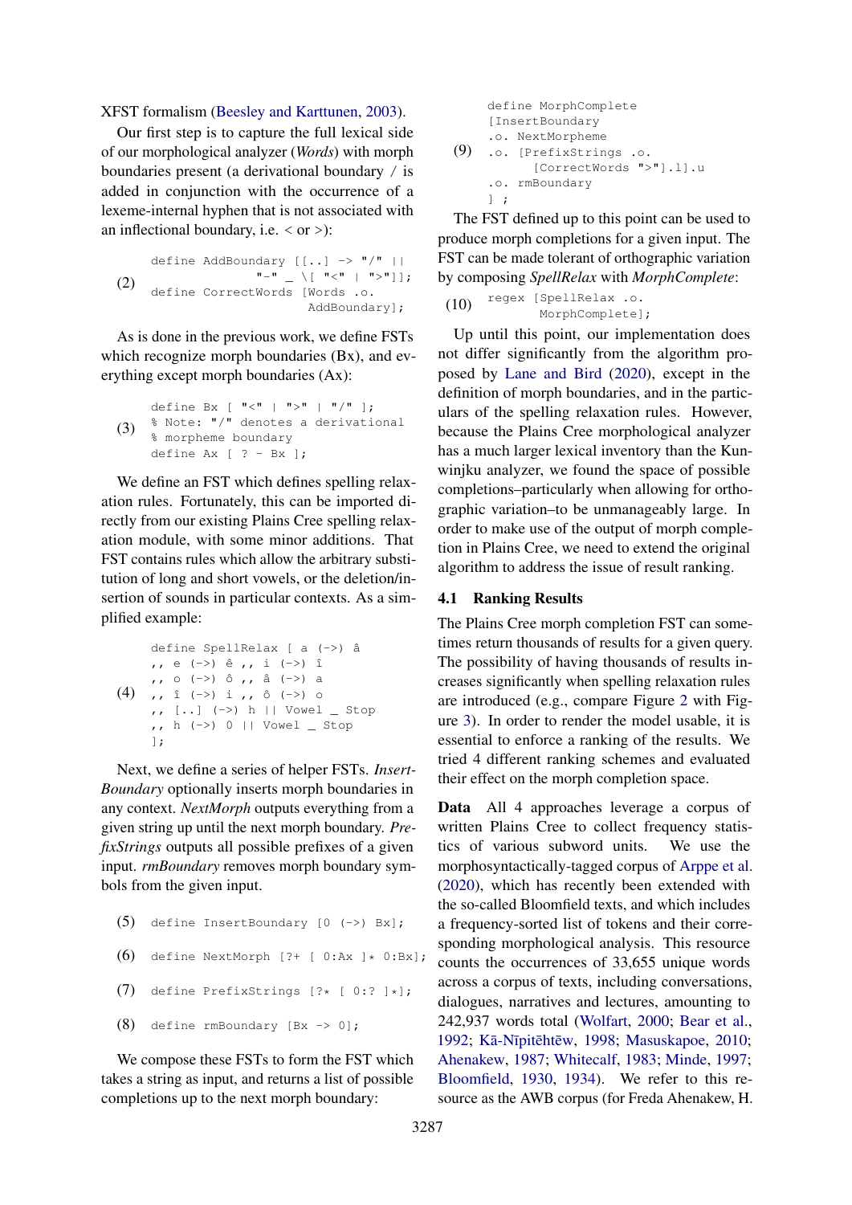XFST formalism (Beesley and Karttunen, 2003).

Our first step is to capture the full lexical side of our morphological analyzer (*Words*) with morph boundaries present (a derivational boundary / is added in conjunction with the occurrence of a lexeme-internal hyphen that is not associated with an inflectional boundary, i.e. < or >):

(2)
```
define AddBoundary [[..] -> "/" ||
                "-" _ \[ "<" | ">"]];
define CorrectWords [Words .o.
                AddBoundary];
```

As is done in the previous work, we define FSTs which recognize morph boundaries (Bx), and everything except morph boundaries (Ax):

(3)
```
define Bx [ "<" | ">" | "/" ];
% Note: "/" denotes a derivational
% morpheme boundary
define Ax [ ? - Bx ];
```

We define an FST which defines spelling relaxation rules. Fortunately, this can be imported directly from our existing Plains Cree spelling relaxation module, with some minor additions. That FST contains rules which allow the arbitrary substitution of long and short vowels, or the deletion/insertion of sounds in particular contexts. As a simplified example:

(4)
```
define SpellRelax [ a (->) â
,, e (->) ê ,, i (->) î
,, o (->) ô ,, â (->) a
,, î (->) i ,, ô (->) o
,, [..] (->) h || Vowel _ Stop
,, h (->) 0 || Vowel _ Stop
];
```

Next, we define a series of helper FSTs. *InsertBoundary* optionally inserts morph boundaries in any context. *NextMorph* outputs everything from a given string up until the next morph boundary. *PrefixStrings* outputs all possible prefixes of a given input. *rmBoundary* removes morph boundary symbols from the given input.

(5)
```
define InsertBoundary [0 (->) Bx];
```

(6)
```
define NextMorph [?+ [ 0:Ax ]* 0:Bx];
```

(7)
```
define PrefixStrings [?* [ 0:? ]*];
```

(8)
```
define rmBoundary [Bx -> 0];
```

We compose these FSTs to form the FST which takes a string as input, and returns a list of possible completions up to the next morph boundary:

(9)
```
define MorphComplete
[InsertBoundary
.o. NextMorpheme
.o. [PrefixStrings .o.
      [CorrectWords ">"].l].u
.o. rmBoundary
] ;
```

The FST defined up to this point can be used to produce morph completions for a given input. The FST can be made tolerant of orthographic variation by composing *SpellRelax* with *MorphComplete*:

(10)
```
regex [SpellRelax .o.
       MorphComplete];
```

Up until this point, our implementation does not differ significantly from the algorithm proposed by Lane and Bird (2020), except in the definition of morph boundaries, and in the particulars of the spelling relaxation rules. However, because the Plains Cree morphological analyzer has a much larger lexical inventory than the Kunwinjku analyzer, we found the space of possible completions–particularly when allowing for orthographic variation–to be unmanageably large. In order to make use of the output of morph completion in Plains Cree, we need to extend the original algorithm to address the issue of result ranking.

### 4.1 Ranking Results

The Plains Cree morph completion FST can sometimes return thousands of results for a given query. The possibility of having thousands of results increases significantly when spelling relaxation rules are introduced (e.g., compare Figure 2 with Figure 3). In order to render the model usable, it is essential to enforce a ranking of the results. We tried 4 different ranking schemes and evaluated their effect on the morph completion space.

**Data** All 4 approaches leverage a corpus of written Plains Cree to collect frequency statistics of various subword units. We use the morphosyntactically-tagged corpus of Arppe et al. (2020), which has recently been extended with the so-called Bloomfield texts, and which includes a frequency-sorted list of tokens and their corresponding morphological analysis. This resource counts the occurrences of 33,655 unique words across a corpus of texts, including conversations, dialogues, narratives and lectures, amounting to 242,937 words total (Wolfart, 2000; Bear et al., 1992; Kā-Nīpitēhtēw, 1998; Masuskapoe, 2010; Ahenakew, 1987; Whitecalf, 1983; Minde, 1997; Bloomfield, 1930, 1934). We refer to this resource as the AWB corpus (for Freda Ahenakew, H.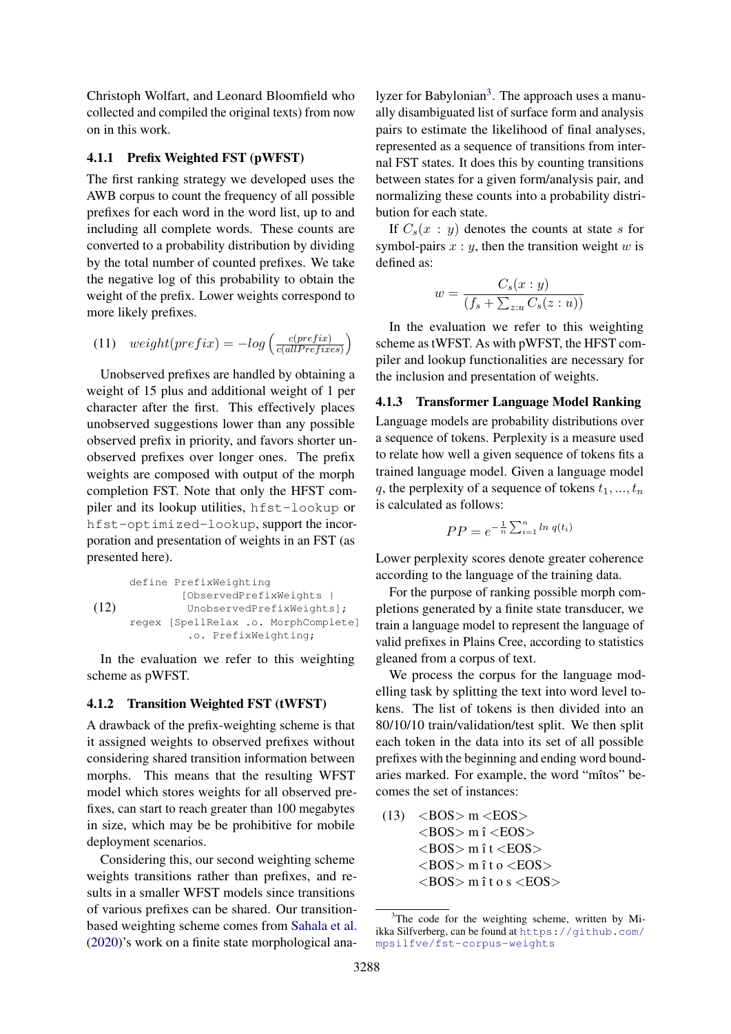Christoph Wolfart, and Leonard Bloomfield who collected and compiled the original texts) from now on in this work.

#### 4.1.1 Prefix Weighted FST (pWFST)

The first ranking strategy we developed uses the AWB corpus to count the frequency of all possible prefixes for each word in the word list, up to and including all complete words. These counts are converted to a probability distribution by dividing by the total number of counted prefixes. We take the negative log of this probability to obtain the weight of the prefix. Lower weights correspond to more likely prefixes.

(11) $weight(prefix) = -log\left(\frac{c(prefix)}{c(allPrefixes)}\right)$

Unobserved prefixes are handled by obtaining a weight of 15 plus and additional weight of 1 per character after the first. This effectively places unobserved suggestions lower than any possible observed prefix in priority, and favors shorter unobserved prefixes over longer ones. The prefix weights are composed with output of the morph completion FST. Note that only the HFST compiler and its lookup utilities, `hfst-lookup` or `hfst-optimized-lookup`, support the incorporation and presentation of weights in an FST (as presented here).

(12)
```
define PrefixWeighting
        [ObservedPrefixWeights |
         UnobservedPrefixWeights];
regex [SpellRelax .o. MorphComplete]
         .o. PrefixWeighting;
```

In the evaluation we refer to this weighting scheme as pWFST.

#### 4.1.2 Transition Weighted FST (tWFST)

A drawback of the prefix-weighting scheme is that it assigned weights to observed prefixes without considering shared transition information between morphs. This means that the resulting WFST model which stores weights for all observed prefixes, can start to reach greater than 100 megabytes in size, which may be be prohibitive for mobile deployment scenarios.

Considering this, our second weighting scheme weights transitions rather than prefixes, and results in a smaller WFST models since transitions of various prefixes can be shared. Our transition-based weighting scheme comes from Sahala et al. (2020)'s work on a finite state morphological analyzer for Babylonian[3]. The approach uses a manually disambiguated list of surface form and analysis pairs to estimate the likelihood of final analyses, represented as a sequence of transitions from internal FST states. It does this by counting transitions between states for a given form/analysis pair, and normalizing these counts into a probability distribution for each state.

If $C_s(x : y)$ denotes the counts at state $s$ for symbol-pairs $x : y$, then the transition weight $w$ is defined as:

$$w = \frac{C_s(x : y)}{(f_s + \sum_{z:u} C_s(z : u))}$$

In the evaluation we refer to this weighting scheme as tWFST. As with pWFST, the HFST compiler and lookup functionalities are necessary for the inclusion and presentation of weights.

#### 4.1.3 Transformer Language Model Ranking

Language models are probability distributions over a sequence of tokens. Perplexity is a measure used to relate how well a given sequence of tokens fits a trained language model. Given a language model $q$, the perplexity of a sequence of tokens $t_1, ..., t_n$ is calculated as follows:

$$PP = e^{-\frac{1}{n}\sum_{i=1}^{n} ln\ q(t_i)}$$

Lower perplexity scores denote greater coherence according to the language of the training data.

For the purpose of ranking possible morph completions generated by a finite state transducer, we train a language model to represent the language of valid prefixes in Plains Cree, according to statistics gleaned from a corpus of text.

We process the corpus for the language modelling task by splitting the text into word level tokens. The list of tokens is then divided into an 80/10/10 train/validation/test split. We then split each token in the data into its set of all possible prefixes with the beginning and ending word boundaries marked. For example, the word "mîtos" becomes the set of instances:

(13) <BOS> m <EOS>
<BOS> m î <EOS>
<BOS> m î t <EOS>
<BOS> m î t o <EOS>
<BOS> m î t o s <EOS>

[3] The code for the weighting scheme, written by Miikka Silfverberg, can be found at https://github.com/mpsilfve/fst-corpus-weights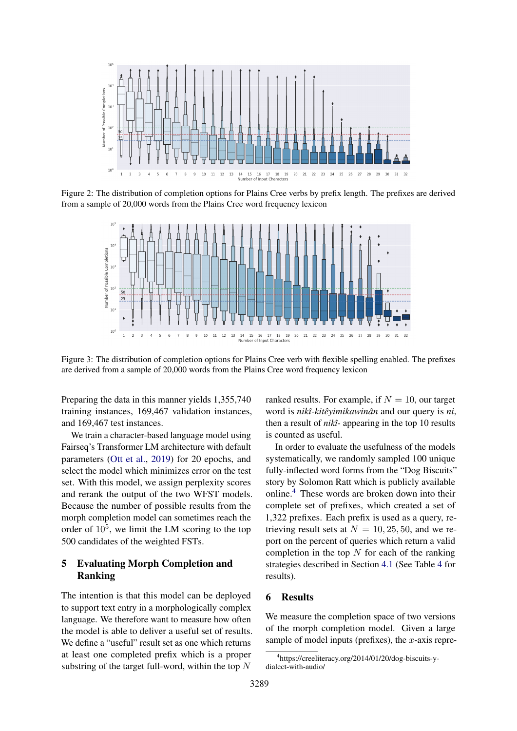Figure 2: The distribution of completion options for Plains Cree verbs by prefix length. The prefixes are derived from a sample of 20,000 words from the Plains Cree word frequency lexicon

Figure 3: The distribution of completion options for Plains Cree verb with flexible spelling enabled. The prefixes are derived from a sample of 20,000 words from the Plains Cree word frequency lexicon

Preparing the data in this manner yields 1,355,740 training instances, 169,467 validation instances, and 169,467 test instances.

We train a character-based language model using Fairseq's Transformer LM architecture with default parameters (Ott et al., 2019) for 20 epochs, and select the model which minimizes error on the test set. With this model, we assign perplexity scores and rerank the output of the two WFST models. Because the number of possible results from the morph completion model can sometimes reach the order of $10^5$, we limit the LM scoring to the top 500 candidates of the weighted FSTs.

## 5 Evaluating Morph Completion and Ranking

The intention is that this model can be deployed to support text entry in a morphologically complex language. We therefore want to measure how often the model is able to deliver a useful set of results. We define a "useful" result set as one which returns at least one completed prefix which is a proper substring of the target full-word, within the top $N$ ranked results. For example, if $N = 10$, our target word is *nikî-kitêyimikawinân* and our query is *ni*, then a result of *nikî-* appearing in the top 10 results is counted as useful.

In order to evaluate the usefulness of the models systematically, we randomly sampled 100 unique fully-inflected word forms from the "Dog Biscuits" story by Solomon Ratt which is publicly available online.[4] These words are broken down into their complete set of prefixes, which created a set of 1,322 prefixes. Each prefix is used as a query, retrieving result sets at $N = 10, 25, 50$, and we report on the percent of queries which return a valid completion in the top $N$ for each of the ranking strategies described in Section 4.1 (See Table 4 for results).

## 6 Results

We measure the completion space of two versions of the morph completion model. Given a large sample of model inputs (prefixes), the $x$-axis repre-

[4] https://creeliteracy.org/2014/01/20/dog-biscuits-y-dialect-with-audio/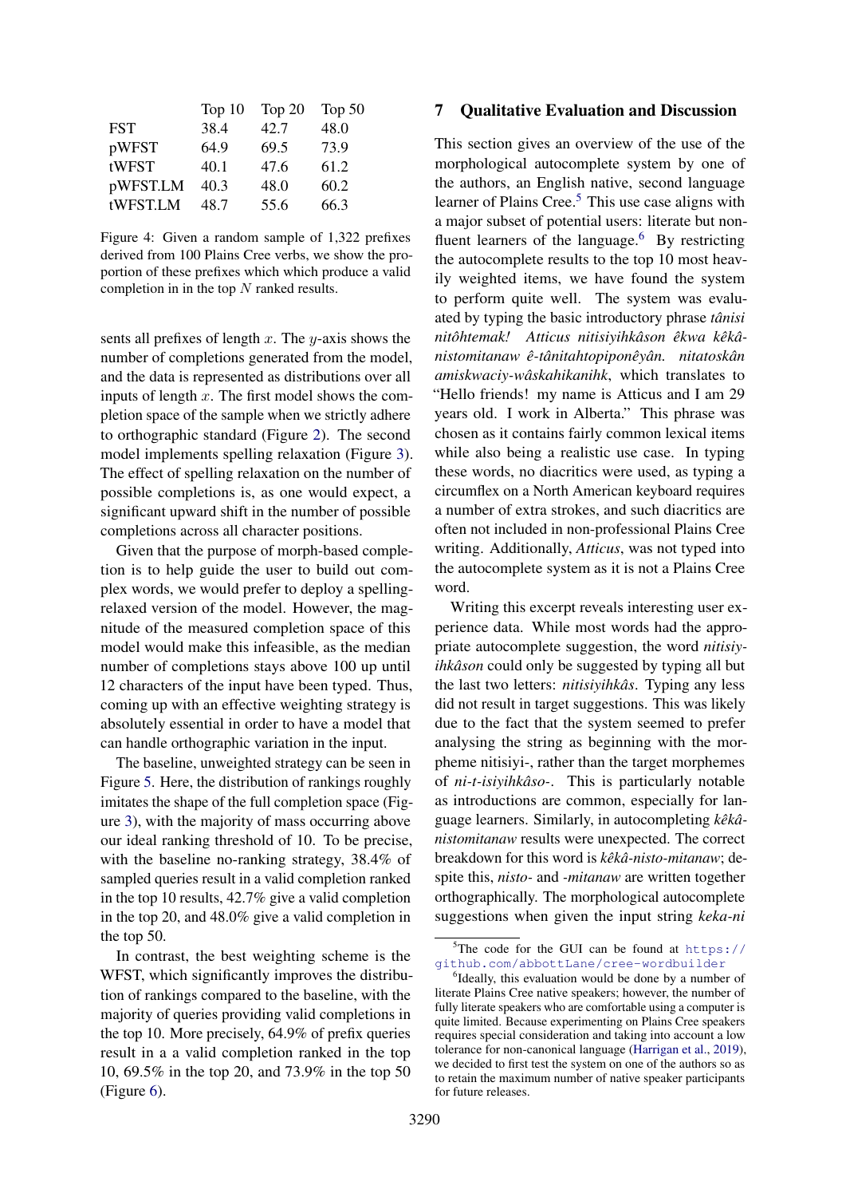|  | Top 10 | Top 20 | Top 50 |
|---|---|---|---|
| FST | 38.4 | 42.7 | 48.0 |
| pWFST | 64.9 | 69.5 | 73.9 |
| tWFST | 40.1 | 47.6 | 61.2 |
| pWFST.LM | 40.3 | 48.0 | 60.2 |
| tWFST.LM | 48.7 | 55.6 | 66.3 |

Figure 4: Given a random sample of 1,322 prefixes derived from 100 Plains Cree verbs, we show the proportion of these prefixes which which produce a valid completion in in the top $N$ ranked results.

sents all prefixes of length $x$. The $y$-axis shows the number of completions generated from the model, and the data is represented as distributions over all inputs of length $x$. The first model shows the completion space of the sample when we strictly adhere to orthographic standard (Figure 2). The second model implements spelling relaxation (Figure 3). The effect of spelling relaxation on the number of possible completions is, as one would expect, a significant upward shift in the number of possible completions across all character positions.

Given that the purpose of morph-based completion is to help guide the user to build out complex words, we would prefer to deploy a spelling-relaxed version of the model. However, the magnitude of the measured completion space of this model would make this infeasible, as the median number of completions stays above 100 up until 12 characters of the input have been typed. Thus, coming up with an effective weighting strategy is absolutely essential in order to have a model that can handle orthographic variation in the input.

The baseline, unweighted strategy can be seen in Figure 5. Here, the distribution of rankings roughly imitates the shape of the full completion space (Figure 3), with the majority of mass occurring above our ideal ranking threshold of 10. To be precise, with the baseline no-ranking strategy, 38.4% of sampled queries result in a valid completion ranked in the top 10 results, 42.7% give a valid completion in the top 20, and 48.0% give a valid completion in the top 50.

In contrast, the best weighting scheme is the WFST, which significantly improves the distribution of rankings compared to the baseline, with the majority of queries providing valid completions in the top 10. More precisely, 64.9% of prefix queries result in a a valid completion ranked in the top 10, 69.5% in the top 20, and 73.9% in the top 50 (Figure 6).

## 7 Qualitative Evaluation and Discussion

This section gives an overview of the use of the morphological autocomplete system by one of the authors, an English native, second language learner of Plains Cree.[5] This use case aligns with a major subset of potential users: literate but non-fluent learners of the language.[6] By restricting the autocomplete results to the top 10 most heavily weighted items, we have found the system to perform quite well. The system was evaluated by typing the basic introductory phrase *tânisi nitôhtemak! Atticus nitisiyihkâson êkwa kêkâ-nistomitanaw ê-tânitahtopiponêyân. nitatoskân amiskwaciy-wâskahikanihk*, which translates to "Hello friends! my name is Atticus and I am 29 years old. I work in Alberta." This phrase was chosen as it contains fairly common lexical items while also being a realistic use case. In typing these words, no diacritics were used, as typing a circumflex on a North American keyboard requires a number of extra strokes, and such diacritics are often not included in non-professional Plains Cree writing. Additionally, *Atticus*, was not typed into the autocomplete system as it is not a Plains Cree word.

Writing this excerpt reveals interesting user experience data. While most words had the appropriate autocomplete suggestion, the word *nitisiyihkâson* could only be suggested by typing all but the last two letters: *nitisiyihkâs*. Typing any less did not result in target suggestions. This was likely due to the fact that the system seemed to prefer analysing the string as beginning with the morpheme nitisiyi-, rather than the target morphemes of *ni-t-isiyihkâso-*. This is particularly notable as introductions are common, especially for language learners. Similarly, in autocompleting *kêkâ-nistomitanaw* results were unexpected. The correct breakdown for this word is *kêkâ-nisto-mitanaw*; despite this, *nisto-* and *-mitanaw* are written together orthographically. The morphological autocomplete suggestions when given the input string *keka-ni*

[5] The code for the GUI can be found at https://github.com/abbottLane/cree-wordbuilder

[6] Ideally, this evaluation would be done by a number of literate Plains Cree native speakers; however, the number of fully literate speakers who are comfortable using a computer is quite limited. Because experimenting on Plains Cree speakers requires special consideration and taking into account a low tolerance for non-canonical language (Harrigan et al., 2019), we decided to first test the system on one of the authors so as to retain the maximum number of native speaker participants for future releases.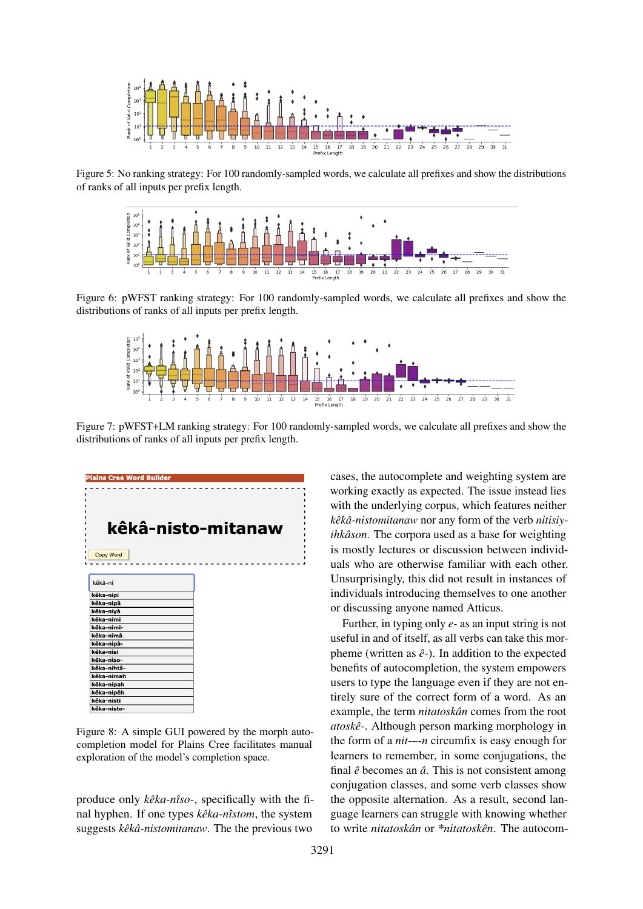Figure 5: No ranking strategy: For 100 randomly-sampled words, we calculate all prefixes and show the distributions of ranks of all inputs per prefix length.

Figure 6: pWFST ranking strategy: For 100 randomly-sampled words, we calculate all prefixes and show the distributions of ranks of all inputs per prefix length.

Figure 7: pWFST+LM ranking strategy: For 100 randomly-sampled words, we calculate all prefixes and show the distributions of ranks of all inputs per prefix length.

Figure 8: A simple GUI powered by the morph autocompletion model for Plains Cree facilitates manual exploration of the model's completion space.

produce only *kêka-nîso-*, specifically with the final hyphen. If one types *kêka-nîstom*, the system suggests *kêkâ-nistomitanaw*. The the previous two cases, the autocomplete and weighting system are working exactly as expected. The issue instead lies with the underlying corpus, which features neither *kêkâ-nistomitanaw* nor any form of the verb *nitisiyihkâson*. The corpora used as a base for weighting is mostly lectures or discussion between individuals who are otherwise familiar with each other. Unsurprisingly, this did not result in instances of individuals introducing themselves to one another or discussing anyone named Atticus.

Further, in typing only *e-* as an input string is not useful in and of itself, as all verbs can take this morpheme (written as *ê-*). In addition to the expected benefits of autocompletion, the system empowers users to type the language even if they are not entirely sure of the correct form of a word. As an example, the term *nitatoskân* comes from the root *atoskê-*. Although person marking morphology in the form of a *nit-—-n* circumfix is easy enough for learners to remember, in some conjugations, the final *ê* becomes an *â*. This is not consistent among conjugation classes, and some verb classes show the opposite alternation. As a result, second language learners can struggle with knowing whether to write *nitatoskân* or *\*nitatoskên*. The autocom-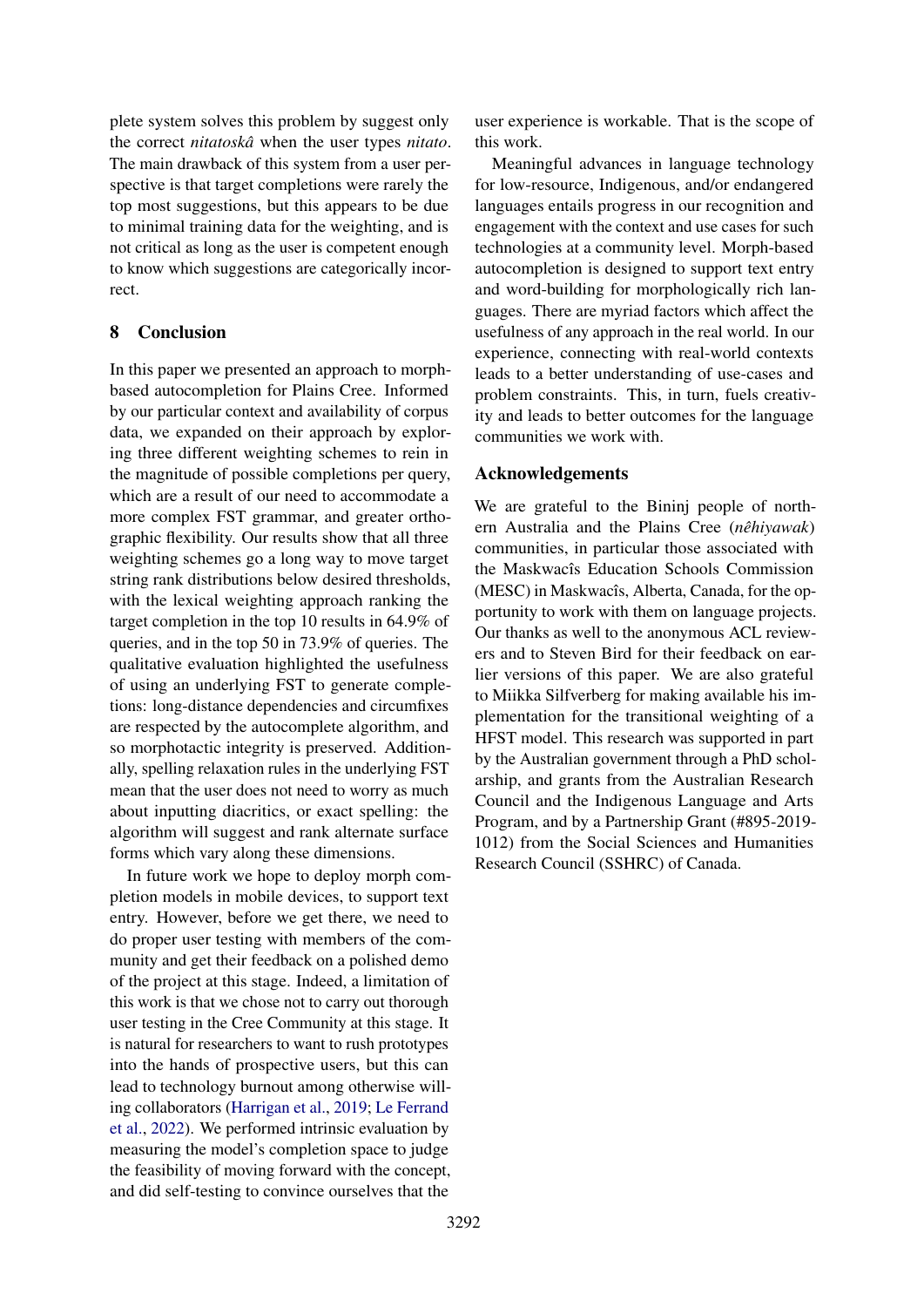plete system solves this problem by suggest only the correct *nitatoskâ* when the user types *nitato*. The main drawback of this system from a user perspective is that target completions were rarely the top most suggestions, but this appears to be due to minimal training data for the weighting, and is not critical as long as the user is competent enough to know which suggestions are categorically incorrect.

## 8 Conclusion

In this paper we presented an approach to morph-based autocompletion for Plains Cree. Informed by our particular context and availability of corpus data, we expanded on their approach by exploring three different weighting schemes to rein in the magnitude of possible completions per query, which are a result of our need to accommodate a more complex FST grammar, and greater orthographic flexibility. Our results show that all three weighting schemes go a long way to move target string rank distributions below desired thresholds, with the lexical weighting approach ranking the target completion in the top 10 results in 64.9% of queries, and in the top 50 in 73.9% of queries. The qualitative evaluation highlighted the usefulness of using an underlying FST to generate completions: long-distance dependencies and circumfixes are respected by the autocomplete algorithm, and so morphotactic integrity is preserved. Additionally, spelling relaxation rules in the underlying FST mean that the user does not need to worry as much about inputting diacritics, or exact spelling: the algorithm will suggest and rank alternate surface forms which vary along these dimensions.

In future work we hope to deploy morph completion models in mobile devices, to support text entry. However, before we get there, we need to do proper user testing with members of the community and get their feedback on a polished demo of the project at this stage. Indeed, a limitation of this work is that we chose not to carry out thorough user testing in the Cree Community at this stage. It is natural for researchers to want to rush prototypes into the hands of prospective users, but this can lead to technology burnout among otherwise willing collaborators (Harrigan et al., 2019; Le Ferrand et al., 2022). We performed intrinsic evaluation by measuring the model's completion space to judge the feasibility of moving forward with the concept, and did self-testing to convince ourselves that the user experience is workable. That is the scope of this work.

Meaningful advances in language technology for low-resource, Indigenous, and/or endangered languages entails progress in our recognition and engagement with the context and use cases for such technologies at a community level. Morph-based autocompletion is designed to support text entry and word-building for morphologically rich languages. There are myriad factors which affect the usefulness of any approach in the real world. In our experience, connecting with real-world contexts leads to a better understanding of use-cases and problem constraints. This, in turn, fuels creativity and leads to better outcomes for the language communities we work with.

## Acknowledgements

We are grateful to the Bininj people of northern Australia and the Plains Cree (*nêhiyawak*) communities, in particular those associated with the Maskwacîs Education Schools Commission (MESC) in Maskwacîs, Alberta, Canada, for the opportunity to work with them on language projects. Our thanks as well to the anonymous ACL reviewers and to Steven Bird for their feedback on earlier versions of this paper. We are also grateful to Miikka Silfverberg for making available his implementation for the transitional weighting of a HFST model. This research was supported in part by the Australian government through a PhD scholarship, and grants from the Australian Research Council and the Indigenous Language and Arts Program, and by a Partnership Grant (#895-2019-1012) from the Social Sciences and Humanities Research Council (SSHRC) of Canada.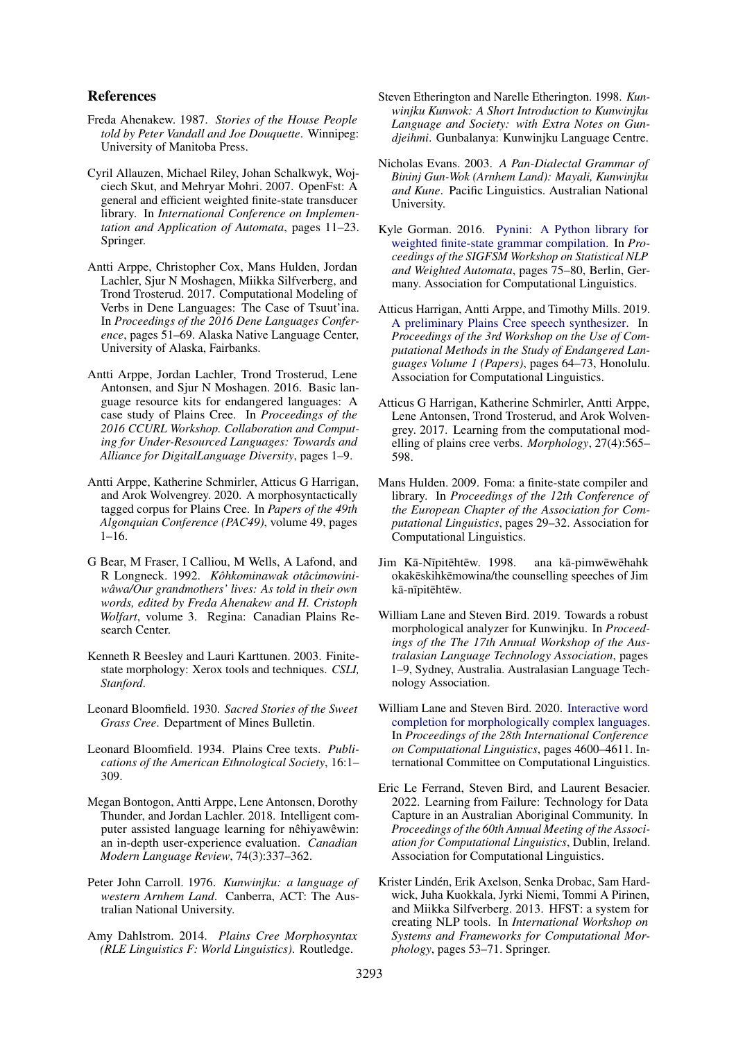## References

Freda Ahenakew. 1987. *Stories of the House People told by Peter Vandall and Joe Douquette*. Winnipeg: University of Manitoba Press.

Cyril Allauzen, Michael Riley, Johan Schalkwyk, Wojciech Skut, and Mehryar Mohri. 2007. OpenFst: A general and efficient weighted finite-state transducer library. In *International Conference on Implementation and Application of Automata*, pages 11–23. Springer.

Antti Arppe, Christopher Cox, Mans Hulden, Jordan Lachler, Sjur N Moshagen, Miikka Silfverberg, and Trond Trosterud. 2017. Computational Modeling of Verbs in Dene Languages: The Case of Tsuut'ina. In *Proceedings of the 2016 Dene Languages Conference*, pages 51–69. Alaska Native Language Center, University of Alaska, Fairbanks.

Antti Arppe, Jordan Lachler, Trond Trosterud, Lene Antonsen, and Sjur N Moshagen. 2016. Basic language resource kits for endangered languages: A case study of Plains Cree. In *Proceedings of the 2016 CCURL Workshop. Collaboration and Computing for Under-Resourced Languages: Towards and Alliance for DigitalLanguage Diversity*, pages 1–9.

Antti Arppe, Katherine Schmirler, Atticus G Harrigan, and Arok Wolvengrey. 2020. A morphosyntactically tagged corpus for Plains Cree. In *Papers of the 49th Algonquian Conference (PAC49)*, volume 49, pages 1–16.

G Bear, M Fraser, I Calliou, M Wells, A Lafond, and R Longneck. 1992. *Kôhkominawak otâcimowiniwâwa/Our grandmothers' lives: As told in their own words, edited by Freda Ahenakew and H. Cristoph Wolfart*, volume 3. Regina: Canadian Plains Research Center.

Kenneth R Beesley and Lauri Karttunen. 2003. Finite-state morphology: Xerox tools and techniques. *CSLI, Stanford*.

Leonard Bloomfield. 1930. *Sacred Stories of the Sweet Grass Cree*. Department of Mines Bulletin.

Leonard Bloomfield. 1934. Plains Cree texts. *Publications of the American Ethnological Society*, 16:1–309.

Megan Bontogon, Antti Arppe, Lene Antonsen, Dorothy Thunder, and Jordan Lachler. 2018. Intelligent computer assisted language learning for nêhiyawêwin: an in-depth user-experience evaluation. *Canadian Modern Language Review*, 74(3):337–362.

Peter John Carroll. 1976. *Kunwinjku: a language of western Arnhem Land*. Canberra, ACT: The Australian National University.

Amy Dahlstrom. 2014. *Plains Cree Morphosyntax (RLE Linguistics F: World Linguistics)*. Routledge.

Steven Etherington and Narelle Etherington. 1998. *Kunwinjku Kunwok: A Short Introduction to Kunwinjku Language and Society: with Extra Notes on Gundjeihmi*. Gunbalanya: Kunwinjku Language Centre.

Nicholas Evans. 2003. *A Pan-Dialectal Grammar of Bininj Gun-Wok (Arnhem Land): Mayali, Kunwinjku and Kune*. Pacific Linguistics. Australian National University.

Kyle Gorman. 2016. Pynini: A Python library for weighted finite-state grammar compilation. In *Proceedings of the SIGFSM Workshop on Statistical NLP and Weighted Automata*, pages 75–80, Berlin, Germany. Association for Computational Linguistics.

Atticus Harrigan, Antti Arppe, and Timothy Mills. 2019. A preliminary Plains Cree speech synthesizer. In *Proceedings of the 3rd Workshop on the Use of Computational Methods in the Study of Endangered Languages Volume 1 (Papers)*, pages 64–73, Honolulu. Association for Computational Linguistics.

Atticus G Harrigan, Katherine Schmirler, Antti Arppe, Lene Antonsen, Trond Trosterud, and Arok Wolvengrey. 2017. Learning from the computational modelling of plains cree verbs. *Morphology*, 27(4):565–598.

Mans Hulden. 2009. Foma: a finite-state compiler and library. In *Proceedings of the 12th Conference of the European Chapter of the Association for Computational Linguistics*, pages 29–32. Association for Computational Linguistics.

Jim Kā-Nīpitēhtēw. 1998. ana kā-pimwēwēhahk okakēskihkēmowina/the counselling speeches of Jim kā-nīpitēhtēw.

William Lane and Steven Bird. 2019. Towards a robust morphological analyzer for Kunwinjku. In *Proceedings of the The 17th Annual Workshop of the Australasian Language Technology Association*, pages 1–9, Sydney, Australia. Australasian Language Technology Association.

William Lane and Steven Bird. 2020. Interactive word completion for morphologically complex languages. In *Proceedings of the 28th International Conference on Computational Linguistics*, pages 4600–4611. International Committee on Computational Linguistics.

Eric Le Ferrand, Steven Bird, and Laurent Besacier. 2022. Learning from Failure: Technology for Data Capture in an Australian Aboriginal Community. In *Proceedings of the 60th Annual Meeting of the Association for Computational Linguistics*, Dublin, Ireland. Association for Computational Linguistics.

Krister Lindén, Erik Axelson, Senka Drobac, Sam Hardwick, Juha Kuokkala, Jyrki Niemi, Tommi A Pirinen, and Miikka Silfverberg. 2013. HFST: a system for creating NLP tools. In *International Workshop on Systems and Frameworks for Computational Morphology*, pages 53–71. Springer.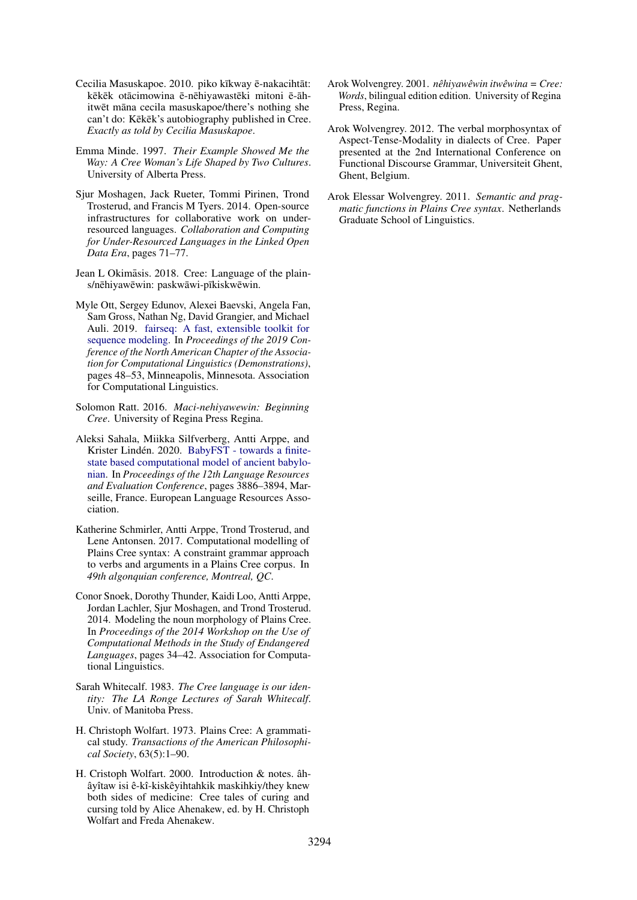Cecilia Masuskapoe. 2010. piko kīkway ē-nakacihtāt: kēkēk otācimowina ē-nēhiyawastēki mitoni ē-āh-itwēt māna cecila masuskapoe/there's nothing she can't do: Kēkēk's autobiography published in Cree. *Exactly as told by Cecilia Masuskapoe*.

Emma Minde. 1997. *Their Example Showed Me the Way: A Cree Woman's Life Shaped by Two Cultures*. University of Alberta Press.

Sjur Moshagen, Jack Rueter, Tommi Pirinen, Trond Trosterud, and Francis M Tyers. 2014. Open-source infrastructures for collaborative work on under-resourced languages. *Collaboration and Computing for Under-Resourced Languages in the Linked Open Data Era*, pages 71–77.

Jean L Okimāsis. 2018. Cree: Language of the plains/nēhiyawēwin: paskwāwi-pīkiskwēwin.

Myle Ott, Sergey Edunov, Alexei Baevski, Angela Fan, Sam Gross, Nathan Ng, David Grangier, and Michael Auli. 2019. fairseq: A fast, extensible toolkit for sequence modeling. In *Proceedings of the 2019 Conference of the North American Chapter of the Association for Computational Linguistics (Demonstrations)*, pages 48–53, Minneapolis, Minnesota. Association for Computational Linguistics.

Solomon Ratt. 2016. *Maci-nehiyawewin: Beginning Cree*. University of Regina Press Regina.

Aleksi Sahala, Miikka Silfverberg, Antti Arppe, and Krister Lindén. 2020. BabyFST - towards a finite-state based computational model of ancient babylonian. In *Proceedings of the 12th Language Resources and Evaluation Conference*, pages 3886–3894, Marseille, France. European Language Resources Association.

Katherine Schmirler, Antti Arppe, Trond Trosterud, and Lene Antonsen. 2017. Computational modelling of Plains Cree syntax: A constraint grammar approach to verbs and arguments in a Plains Cree corpus. In *49th algonquian conference, Montreal, QC*.

Conor Snoek, Dorothy Thunder, Kaidi Loo, Antti Arppe, Jordan Lachler, Sjur Moshagen, and Trond Trosterud. 2014. Modeling the noun morphology of Plains Cree. In *Proceedings of the 2014 Workshop on the Use of Computational Methods in the Study of Endangered Languages*, pages 34–42. Association for Computational Linguistics.

Sarah Whitecalf. 1983. *The Cree language is our identity: The LA Ronge Lectures of Sarah Whitecalf*. Univ. of Manitoba Press.

H. Christoph Wolfart. 1973. Plains Cree: A grammatical study. *Transactions of the American Philosophical Society*, 63(5):1–90.

H. Cristoph Wolfart. 2000. Introduction & notes. âh-âyîtaw isi ê-kî-kiskêyihtahkik maskihkiy/they knew both sides of medicine: Cree tales of curing and cursing told by Alice Ahenakew, ed. by H. Christoph Wolfart and Freda Ahenakew.

Arok Wolvengrey. 2001. *nêhiyawêwin itwêwina = Cree: Words*, bilingual edition edition. University of Regina Press, Regina.

Arok Wolvengrey. 2012. The verbal morphosyntax of Aspect-Tense-Modality in dialects of Cree. Paper presented at the 2nd International Conference on Functional Discourse Grammar, Universiteit Ghent, Ghent, Belgium.

Arok Elessar Wolvengrey. 2011. *Semantic and pragmatic functions in Plains Cree syntax*. Netherlands Graduate School of Linguistics.